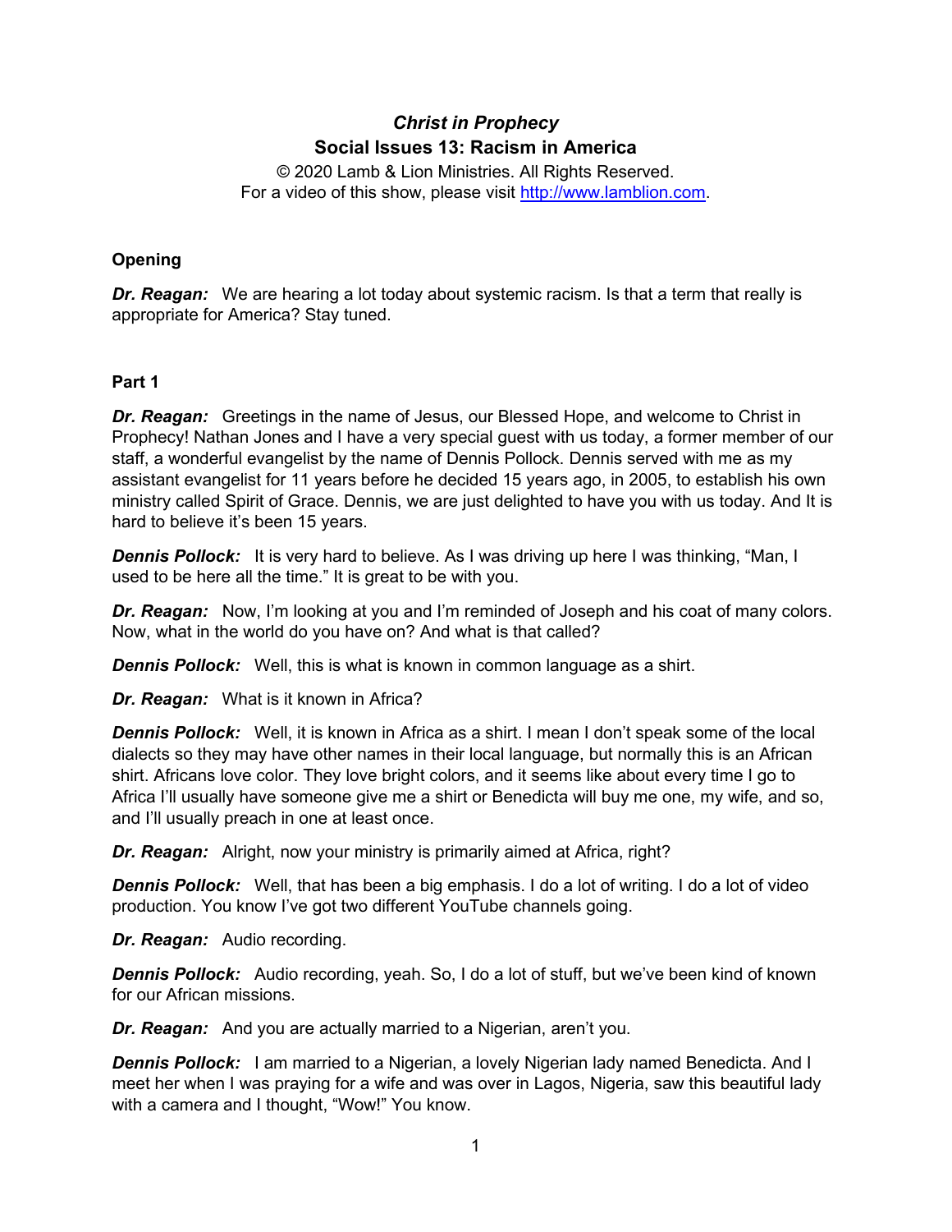# *Christ in Prophecy*

## Social Issues 13: Racism in America

© 2020 Lamb & Lion Ministries. All Rights Reserved.
For a video of this show, please visit http://www.lamblion.com.

### Opening

***Dr. Reagan:*** We are hearing a lot today about systemic racism. Is that a term that really is appropriate for America? Stay tuned.

### Part 1

***Dr. Reagan:*** Greetings in the name of Jesus, our Blessed Hope, and welcome to Christ in Prophecy! Nathan Jones and I have a very special guest with us today, a former member of our staff, a wonderful evangelist by the name of Dennis Pollock. Dennis served with me as my assistant evangelist for 11 years before he decided 15 years ago, in 2005, to establish his own ministry called Spirit of Grace. Dennis, we are just delighted to have you with us today. And It is hard to believe it's been 15 years.

***Dennis Pollock:*** It is very hard to believe. As I was driving up here I was thinking, "Man, I used to be here all the time." It is great to be with you.

***Dr. Reagan:*** Now, I'm looking at you and I'm reminded of Joseph and his coat of many colors. Now, what in the world do you have on? And what is that called?

***Dennis Pollock:*** Well, this is what is known in common language as a shirt.

***Dr. Reagan:*** What is it known in Africa?

***Dennis Pollock:*** Well, it is known in Africa as a shirt. I mean I don't speak some of the local dialects so they may have other names in their local language, but normally this is an African shirt. Africans love color. They love bright colors, and it seems like about every time I go to Africa I'll usually have someone give me a shirt or Benedicta will buy me one, my wife, and so, and I'll usually preach in one at least once.

***Dr. Reagan:*** Alright, now your ministry is primarily aimed at Africa, right?

***Dennis Pollock:*** Well, that has been a big emphasis. I do a lot of writing. I do a lot of video production. You know I've got two different YouTube channels going.

***Dr. Reagan:*** Audio recording.

***Dennis Pollock:*** Audio recording, yeah. So, I do a lot of stuff, but we've been kind of known for our African missions.

***Dr. Reagan:*** And you are actually married to a Nigerian, aren't you.

***Dennis Pollock:*** I am married to a Nigerian, a lovely Nigerian lady named Benedicta. And I meet her when I was praying for a wife and was over in Lagos, Nigeria, saw this beautiful lady with a camera and I thought, "Wow!" You know.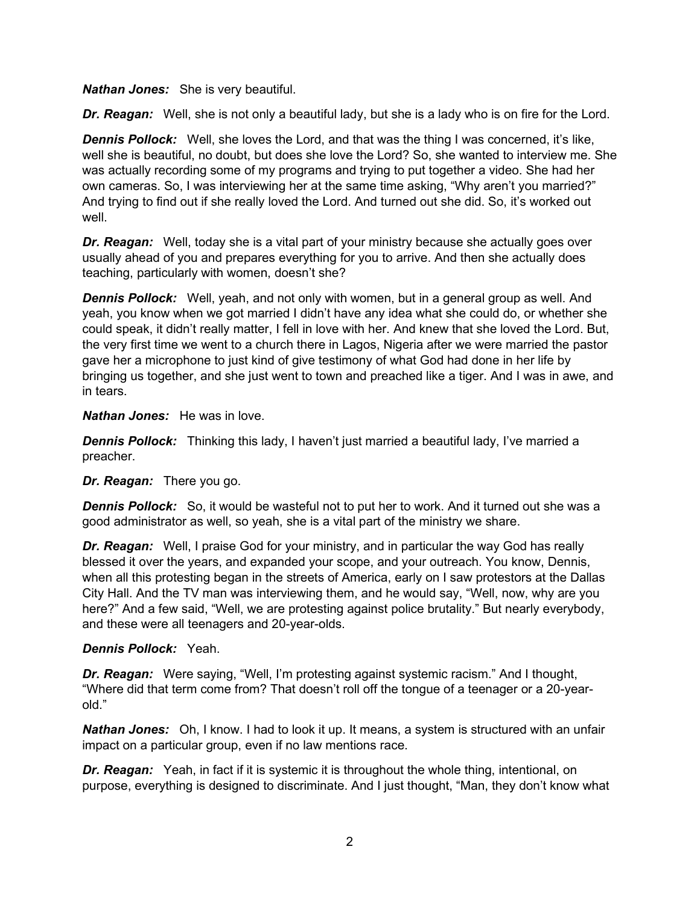***Nathan Jones:*** She is very beautiful.

***Dr. Reagan:*** Well, she is not only a beautiful lady, but she is a lady who is on fire for the Lord.

***Dennis Pollock:*** Well, she loves the Lord, and that was the thing I was concerned, it's like, well she is beautiful, no doubt, but does she love the Lord? So, she wanted to interview me. She was actually recording some of my programs and trying to put together a video. She had her own cameras. So, I was interviewing her at the same time asking, "Why aren't you married?" And trying to find out if she really loved the Lord. And turned out she did. So, it's worked out well.

***Dr. Reagan:*** Well, today she is a vital part of your ministry because she actually goes over usually ahead of you and prepares everything for you to arrive. And then she actually does teaching, particularly with women, doesn't she?

***Dennis Pollock:*** Well, yeah, and not only with women, but in a general group as well. And yeah, you know when we got married I didn't have any idea what she could do, or whether she could speak, it didn't really matter, I fell in love with her. And knew that she loved the Lord. But, the very first time we went to a church there in Lagos, Nigeria after we were married the pastor gave her a microphone to just kind of give testimony of what God had done in her life by bringing us together, and she just went to town and preached like a tiger. And I was in awe, and in tears.

***Nathan Jones:*** He was in love.

***Dennis Pollock:*** Thinking this lady, I haven't just married a beautiful lady, I've married a preacher.

***Dr. Reagan:*** There you go.

***Dennis Pollock:*** So, it would be wasteful not to put her to work. And it turned out she was a good administrator as well, so yeah, she is a vital part of the ministry we share.

***Dr. Reagan:*** Well, I praise God for your ministry, and in particular the way God has really blessed it over the years, and expanded your scope, and your outreach. You know, Dennis, when all this protesting began in the streets of America, early on I saw protestors at the Dallas City Hall. And the TV man was interviewing them, and he would say, "Well, now, why are you here?" And a few said, "Well, we are protesting against police brutality." But nearly everybody, and these were all teenagers and 20-year-olds.

***Dennis Pollock:*** Yeah.

***Dr. Reagan:*** Were saying, "Well, I'm protesting against systemic racism." And I thought, "Where did that term come from? That doesn't roll off the tongue of a teenager or a 20-year-old."

***Nathan Jones:*** Oh, I know. I had to look it up. It means, a system is structured with an unfair impact on a particular group, even if no law mentions race.

***Dr. Reagan:*** Yeah, in fact if it is systemic it is throughout the whole thing, intentional, on purpose, everything is designed to discriminate. And I just thought, "Man, they don't know what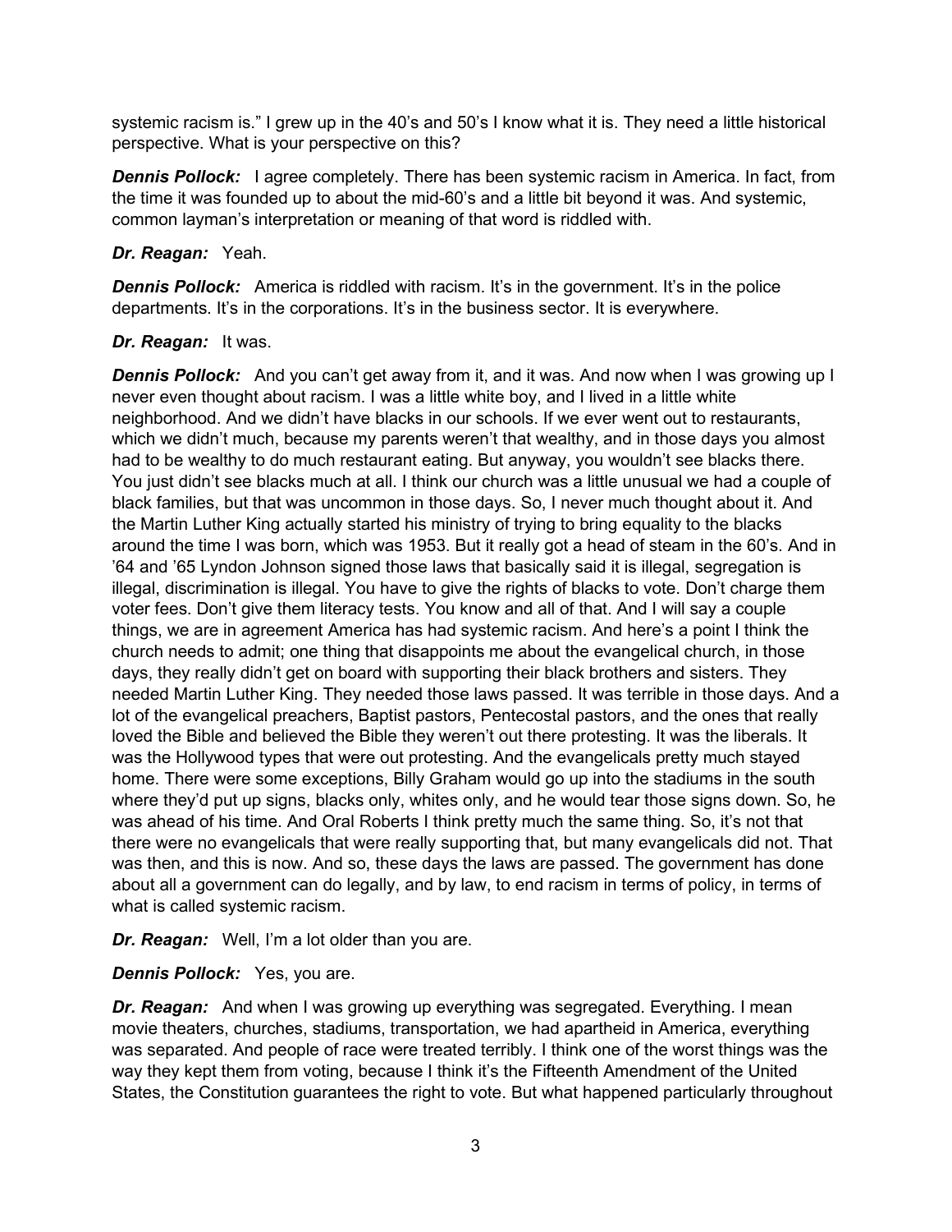systemic racism is." I grew up in the 40's and 50's I know what it is. They need a little historical perspective. What is your perspective on this?

***Dennis Pollock:*** I agree completely. There has been systemic racism in America. In fact, from the time it was founded up to about the mid-60's and a little bit beyond it was. And systemic, common layman's interpretation or meaning of that word is riddled with.

***Dr. Reagan:*** Yeah.

***Dennis Pollock:*** America is riddled with racism. It's in the government. It's in the police departments. It's in the corporations. It's in the business sector. It is everywhere.

***Dr. Reagan:*** It was.

***Dennis Pollock:*** And you can't get away from it, and it was. And now when I was growing up I never even thought about racism. I was a little white boy, and I lived in a little white neighborhood. And we didn't have blacks in our schools. If we ever went out to restaurants, which we didn't much, because my parents weren't that wealthy, and in those days you almost had to be wealthy to do much restaurant eating. But anyway, you wouldn't see blacks there. You just didn't see blacks much at all. I think our church was a little unusual we had a couple of black families, but that was uncommon in those days. So, I never much thought about it. And the Martin Luther King actually started his ministry of trying to bring equality to the blacks around the time I was born, which was 1953. But it really got a head of steam in the 60's. And in '64 and '65 Lyndon Johnson signed those laws that basically said it is illegal, segregation is illegal, discrimination is illegal. You have to give the rights of blacks to vote. Don't charge them voter fees. Don't give them literacy tests. You know and all of that. And I will say a couple things, we are in agreement America has had systemic racism. And here's a point I think the church needs to admit; one thing that disappoints me about the evangelical church, in those days, they really didn't get on board with supporting their black brothers and sisters. They needed Martin Luther King. They needed those laws passed. It was terrible in those days. And a lot of the evangelical preachers, Baptist pastors, Pentecostal pastors, and the ones that really loved the Bible and believed the Bible they weren't out there protesting. It was the liberals. It was the Hollywood types that were out protesting. And the evangelicals pretty much stayed home. There were some exceptions, Billy Graham would go up into the stadiums in the south where they'd put up signs, blacks only, whites only, and he would tear those signs down. So, he was ahead of his time. And Oral Roberts I think pretty much the same thing. So, it's not that there were no evangelicals that were really supporting that, but many evangelicals did not. That was then, and this is now. And so, these days the laws are passed. The government has done about all a government can do legally, and by law, to end racism in terms of policy, in terms of what is called systemic racism.

***Dr. Reagan:*** Well, I'm a lot older than you are.

***Dennis Pollock:*** Yes, you are.

***Dr. Reagan:*** And when I was growing up everything was segregated. Everything. I mean movie theaters, churches, stadiums, transportation, we had apartheid in America, everything was separated. And people of race were treated terribly. I think one of the worst things was the way they kept them from voting, because I think it's the Fifteenth Amendment of the United States, the Constitution guarantees the right to vote. But what happened particularly throughout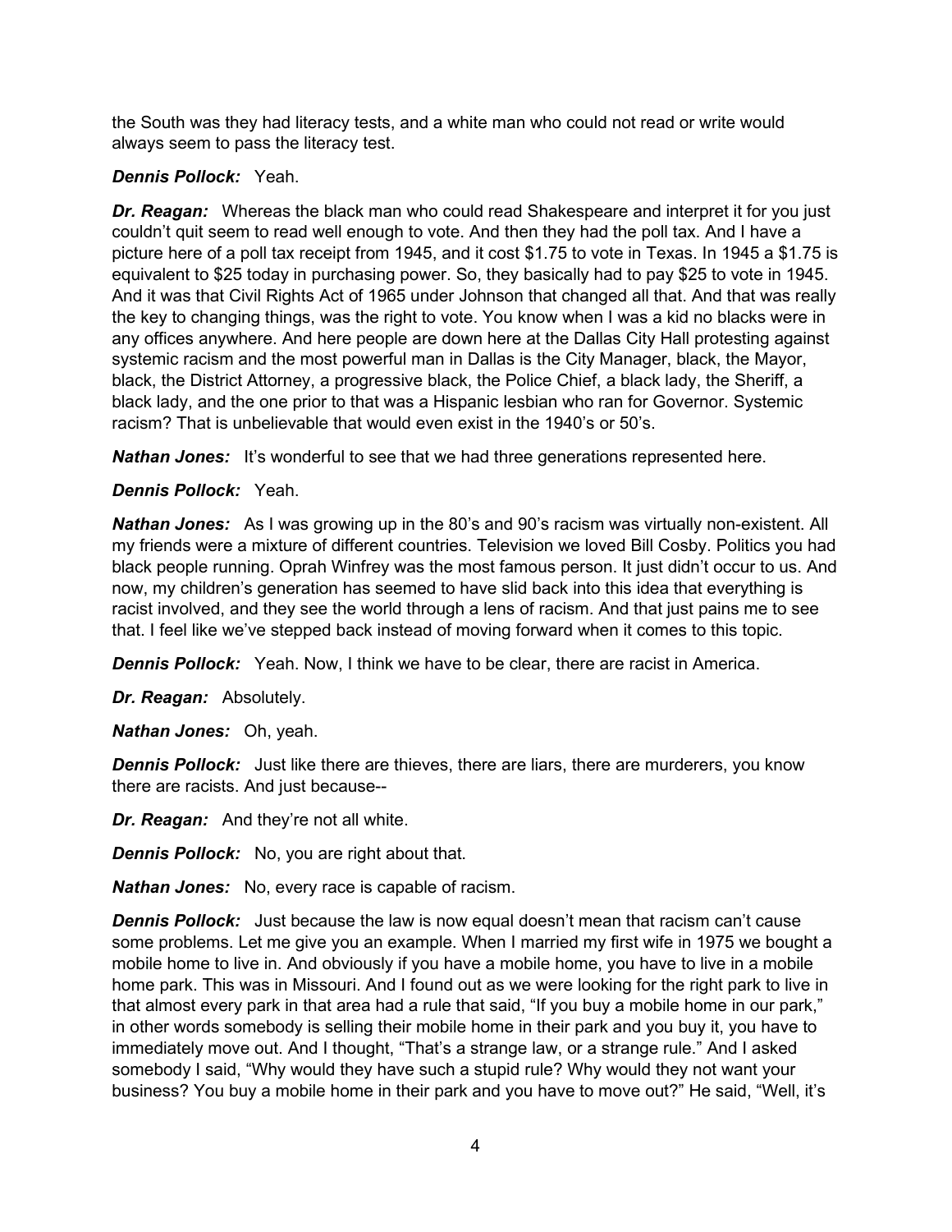the South was they had literacy tests, and a white man who could not read or write would always seem to pass the literacy test.

***Dennis Pollock:*** Yeah.

***Dr. Reagan:*** Whereas the black man who could read Shakespeare and interpret it for you just couldn't quit seem to read well enough to vote. And then they had the poll tax. And I have a picture here of a poll tax receipt from 1945, and it cost $1.75 to vote in Texas. In 1945 a $1.75 is equivalent to $25 today in purchasing power. So, they basically had to pay $25 to vote in 1945. And it was that Civil Rights Act of 1965 under Johnson that changed all that. And that was really the key to changing things, was the right to vote. You know when I was a kid no blacks were in any offices anywhere. And here people are down here at the Dallas City Hall protesting against systemic racism and the most powerful man in Dallas is the City Manager, black, the Mayor, black, the District Attorney, a progressive black, the Police Chief, a black lady, the Sheriff, a black lady, and the one prior to that was a Hispanic lesbian who ran for Governor. Systemic racism? That is unbelievable that would even exist in the 1940's or 50's.

***Nathan Jones:*** It's wonderful to see that we had three generations represented here.

***Dennis Pollock:*** Yeah.

***Nathan Jones:*** As I was growing up in the 80's and 90's racism was virtually non-existent. All my friends were a mixture of different countries. Television we loved Bill Cosby. Politics you had black people running. Oprah Winfrey was the most famous person. It just didn't occur to us. And now, my children's generation has seemed to have slid back into this idea that everything is racist involved, and they see the world through a lens of racism. And that just pains me to see that. I feel like we've stepped back instead of moving forward when it comes to this topic.

***Dennis Pollock:*** Yeah. Now, I think we have to be clear, there are racist in America.

***Dr. Reagan:*** Absolutely.

***Nathan Jones:*** Oh, yeah.

***Dennis Pollock:*** Just like there are thieves, there are liars, there are murderers, you know there are racists. And just because--

***Dr. Reagan:*** And they're not all white.

***Dennis Pollock:*** No, you are right about that.

***Nathan Jones:*** No, every race is capable of racism.

***Dennis Pollock:*** Just because the law is now equal doesn't mean that racism can't cause some problems. Let me give you an example. When I married my first wife in 1975 we bought a mobile home to live in. And obviously if you have a mobile home, you have to live in a mobile home park. This was in Missouri. And I found out as we were looking for the right park to live in that almost every park in that area had a rule that said, "If you buy a mobile home in our park," in other words somebody is selling their mobile home in their park and you buy it, you have to immediately move out. And I thought, "That's a strange law, or a strange rule." And I asked somebody I said, "Why would they have such a stupid rule? Why would they not want your business? You buy a mobile home in their park and you have to move out?" He said, "Well, it's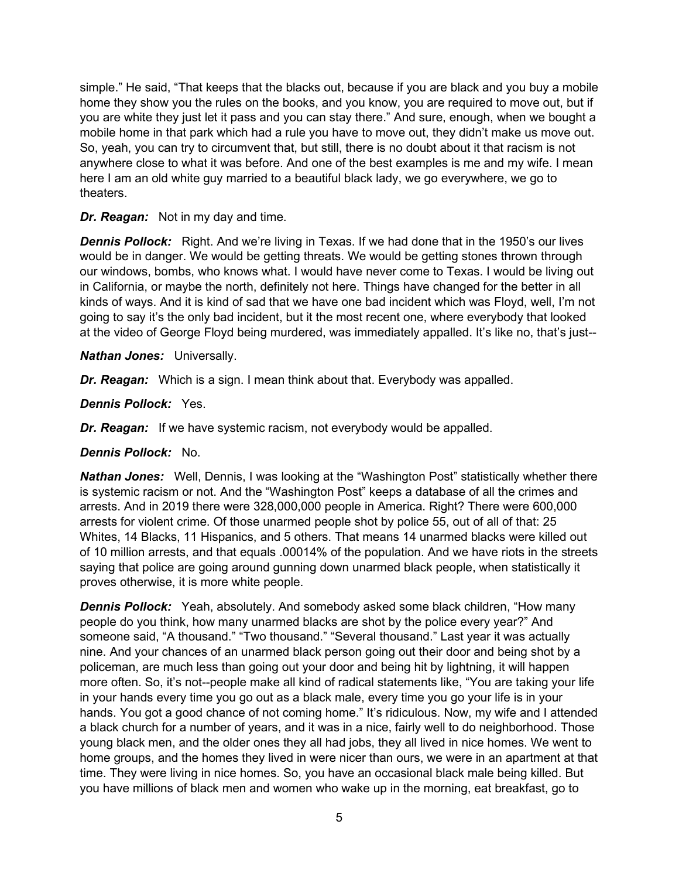simple." He said, "That keeps that the blacks out, because if you are black and you buy a mobile home they show you the rules on the books, and you know, you are required to move out, but if you are white they just let it pass and you can stay there." And sure, enough, when we bought a mobile home in that park which had a rule you have to move out, they didn't make us move out. So, yeah, you can try to circumvent that, but still, there is no doubt about it that racism is not anywhere close to what it was before. And one of the best examples is me and my wife. I mean here I am an old white guy married to a beautiful black lady, we go everywhere, we go to theaters.

***Dr. Reagan:*** Not in my day and time.

***Dennis Pollock:*** Right. And we're living in Texas. If we had done that in the 1950's our lives would be in danger. We would be getting threats. We would be getting stones thrown through our windows, bombs, who knows what. I would have never come to Texas. I would be living out in California, or maybe the north, definitely not here. Things have changed for the better in all kinds of ways. And it is kind of sad that we have one bad incident which was Floyd, well, I'm not going to say it's the only bad incident, but it the most recent one, where everybody that looked at the video of George Floyd being murdered, was immediately appalled. It's like no, that's just--

***Nathan Jones:*** Universally.

***Dr. Reagan:*** Which is a sign. I mean think about that. Everybody was appalled.

***Dennis Pollock:*** Yes.

***Dr. Reagan:*** If we have systemic racism, not everybody would be appalled.

***Dennis Pollock:*** No.

***Nathan Jones:*** Well, Dennis, I was looking at the "Washington Post" statistically whether there is systemic racism or not. And the "Washington Post" keeps a database of all the crimes and arrests. And in 2019 there were 328,000,000 people in America. Right? There were 600,000 arrests for violent crime. Of those unarmed people shot by police 55, out of all of that: 25 Whites, 14 Blacks, 11 Hispanics, and 5 others. That means 14 unarmed blacks were killed out of 10 million arrests, and that equals .00014% of the population. And we have riots in the streets saying that police are going around gunning down unarmed black people, when statistically it proves otherwise, it is more white people.

***Dennis Pollock:*** Yeah, absolutely. And somebody asked some black children, "How many people do you think, how many unarmed blacks are shot by the police every year?" And someone said, "A thousand." "Two thousand." "Several thousand." Last year it was actually nine. And your chances of an unarmed black person going out their door and being shot by a policeman, are much less than going out your door and being hit by lightning, it will happen more often. So, it's not--people make all kind of radical statements like, "You are taking your life in your hands every time you go out as a black male, every time you go your life is in your hands. You got a good chance of not coming home." It's ridiculous. Now, my wife and I attended a black church for a number of years, and it was in a nice, fairly well to do neighborhood. Those young black men, and the older ones they all had jobs, they all lived in nice homes. We went to home groups, and the homes they lived in were nicer than ours, we were in an apartment at that time. They were living in nice homes. So, you have an occasional black male being killed. But you have millions of black men and women who wake up in the morning, eat breakfast, go to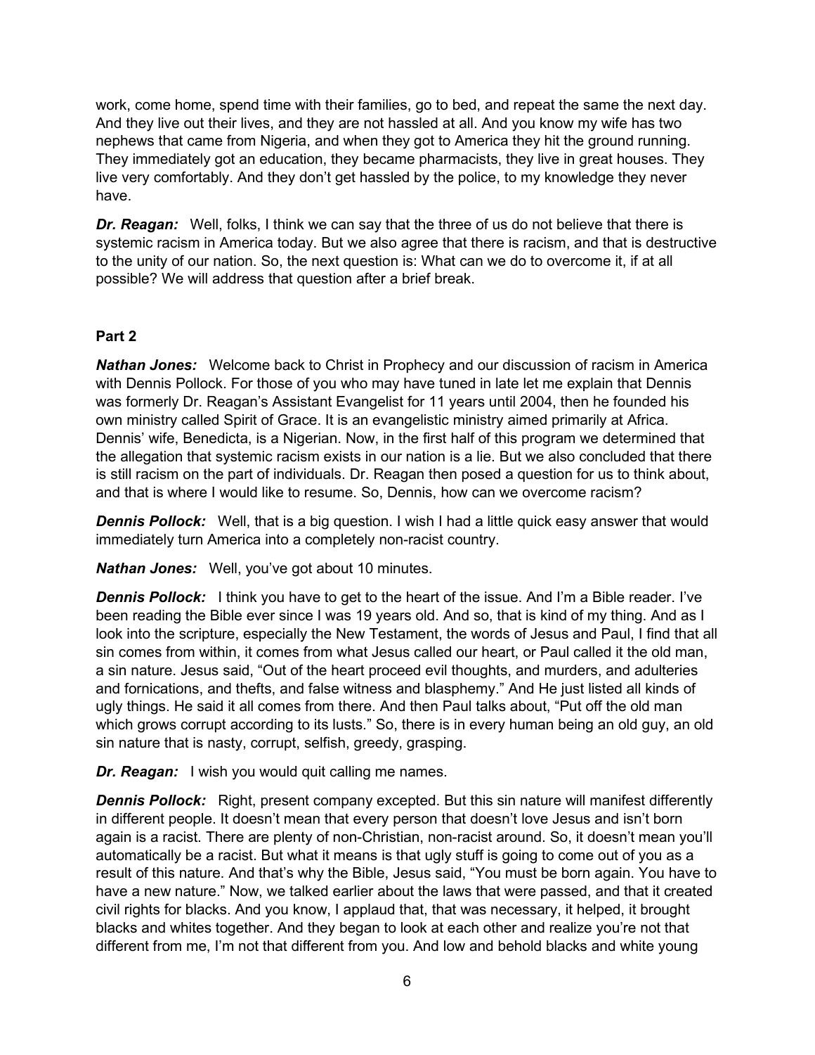work, come home, spend time with their families, go to bed, and repeat the same the next day. And they live out their lives, and they are not hassled at all. And you know my wife has two nephews that came from Nigeria, and when they got to America they hit the ground running. They immediately got an education, they became pharmacists, they live in great houses. They live very comfortably. And they don't get hassled by the police, to my knowledge they never have.

***Dr. Reagan:*** Well, folks, I think we can say that the three of us do not believe that there is systemic racism in America today. But we also agree that there is racism, and that is destructive to the unity of our nation. So, the next question is: What can we do to overcome it, if at all possible? We will address that question after a brief break.

**Part 2**

***Nathan Jones:*** Welcome back to Christ in Prophecy and our discussion of racism in America with Dennis Pollock. For those of you who may have tuned in late let me explain that Dennis was formerly Dr. Reagan's Assistant Evangelist for 11 years until 2004, then he founded his own ministry called Spirit of Grace. It is an evangelistic ministry aimed primarily at Africa. Dennis' wife, Benedicta, is a Nigerian. Now, in the first half of this program we determined that the allegation that systemic racism exists in our nation is a lie. But we also concluded that there is still racism on the part of individuals. Dr. Reagan then posed a question for us to think about, and that is where I would like to resume. So, Dennis, how can we overcome racism?

***Dennis Pollock:*** Well, that is a big question. I wish I had a little quick easy answer that would immediately turn America into a completely non-racist country.

***Nathan Jones:*** Well, you've got about 10 minutes.

***Dennis Pollock:*** I think you have to get to the heart of the issue. And I'm a Bible reader. I've been reading the Bible ever since I was 19 years old. And so, that is kind of my thing. And as I look into the scripture, especially the New Testament, the words of Jesus and Paul, I find that all sin comes from within, it comes from what Jesus called our heart, or Paul called it the old man, a sin nature. Jesus said, "Out of the heart proceed evil thoughts, and murders, and adulteries and fornications, and thefts, and false witness and blasphemy." And He just listed all kinds of ugly things. He said it all comes from there. And then Paul talks about, "Put off the old man which grows corrupt according to its lusts." So, there is in every human being an old guy, an old sin nature that is nasty, corrupt, selfish, greedy, grasping.

***Dr. Reagan:*** I wish you would quit calling me names.

***Dennis Pollock:*** Right, present company excepted. But this sin nature will manifest differently in different people. It doesn't mean that every person that doesn't love Jesus and isn't born again is a racist. There are plenty of non-Christian, non-racist around. So, it doesn't mean you'll automatically be a racist. But what it means is that ugly stuff is going to come out of you as a result of this nature. And that's why the Bible, Jesus said, "You must be born again. You have to have a new nature." Now, we talked earlier about the laws that were passed, and that it created civil rights for blacks. And you know, I applaud that, that was necessary, it helped, it brought blacks and whites together. And they began to look at each other and realize you're not that different from me, I'm not that different from you. And low and behold blacks and white young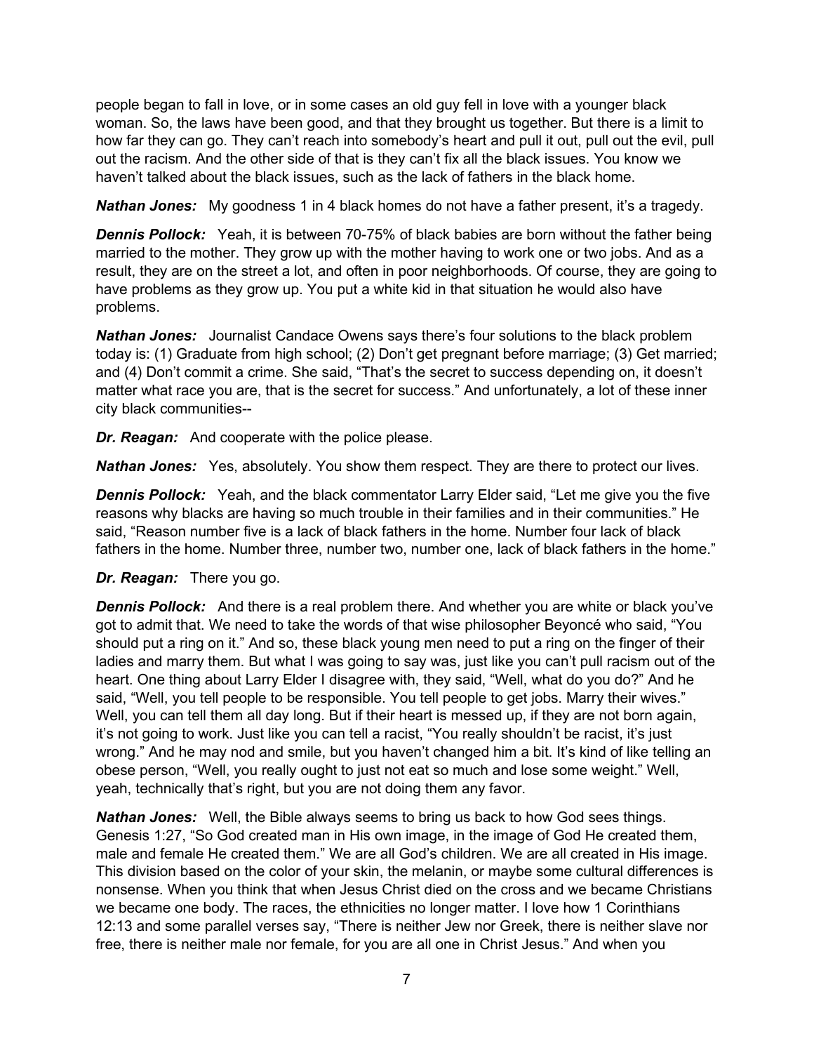people began to fall in love, or in some cases an old guy fell in love with a younger black woman. So, the laws have been good, and that they brought us together. But there is a limit to how far they can go. They can't reach into somebody's heart and pull it out, pull out the evil, pull out the racism. And the other side of that is they can't fix all the black issues. You know we haven't talked about the black issues, such as the lack of fathers in the black home.

***Nathan Jones:*** My goodness 1 in 4 black homes do not have a father present, it's a tragedy.

***Dennis Pollock:*** Yeah, it is between 70-75% of black babies are born without the father being married to the mother. They grow up with the mother having to work one or two jobs. And as a result, they are on the street a lot, and often in poor neighborhoods. Of course, they are going to have problems as they grow up. You put a white kid in that situation he would also have problems.

***Nathan Jones:*** Journalist Candace Owens says there's four solutions to the black problem today is: (1) Graduate from high school; (2) Don't get pregnant before marriage; (3) Get married; and (4) Don't commit a crime. She said, "That's the secret to success depending on, it doesn't matter what race you are, that is the secret for success." And unfortunately, a lot of these inner city black communities--

***Dr. Reagan:*** And cooperate with the police please.

***Nathan Jones:*** Yes, absolutely. You show them respect. They are there to protect our lives.

***Dennis Pollock:*** Yeah, and the black commentator Larry Elder said, "Let me give you the five reasons why blacks are having so much trouble in their families and in their communities." He said, "Reason number five is a lack of black fathers in the home. Number four lack of black fathers in the home. Number three, number two, number one, lack of black fathers in the home."

***Dr. Reagan:*** There you go.

***Dennis Pollock:*** And there is a real problem there. And whether you are white or black you've got to admit that. We need to take the words of that wise philosopher Beyoncé who said, "You should put a ring on it." And so, these black young men need to put a ring on the finger of their ladies and marry them. But what I was going to say was, just like you can't pull racism out of the heart. One thing about Larry Elder I disagree with, they said, "Well, what do you do?" And he said, "Well, you tell people to be responsible. You tell people to get jobs. Marry their wives." Well, you can tell them all day long. But if their heart is messed up, if they are not born again, it's not going to work. Just like you can tell a racist, "You really shouldn't be racist, it's just wrong." And he may nod and smile, but you haven't changed him a bit. It's kind of like telling an obese person, "Well, you really ought to just not eat so much and lose some weight." Well, yeah, technically that's right, but you are not doing them any favor.

***Nathan Jones:*** Well, the Bible always seems to bring us back to how God sees things. Genesis 1:27, "So God created man in His own image, in the image of God He created them, male and female He created them." We are all God's children. We are all created in His image. This division based on the color of your skin, the melanin, or maybe some cultural differences is nonsense. When you think that when Jesus Christ died on the cross and we became Christians we became one body. The races, the ethnicities no longer matter. I love how 1 Corinthians 12:13 and some parallel verses say, "There is neither Jew nor Greek, there is neither slave nor free, there is neither male nor female, for you are all one in Christ Jesus." And when you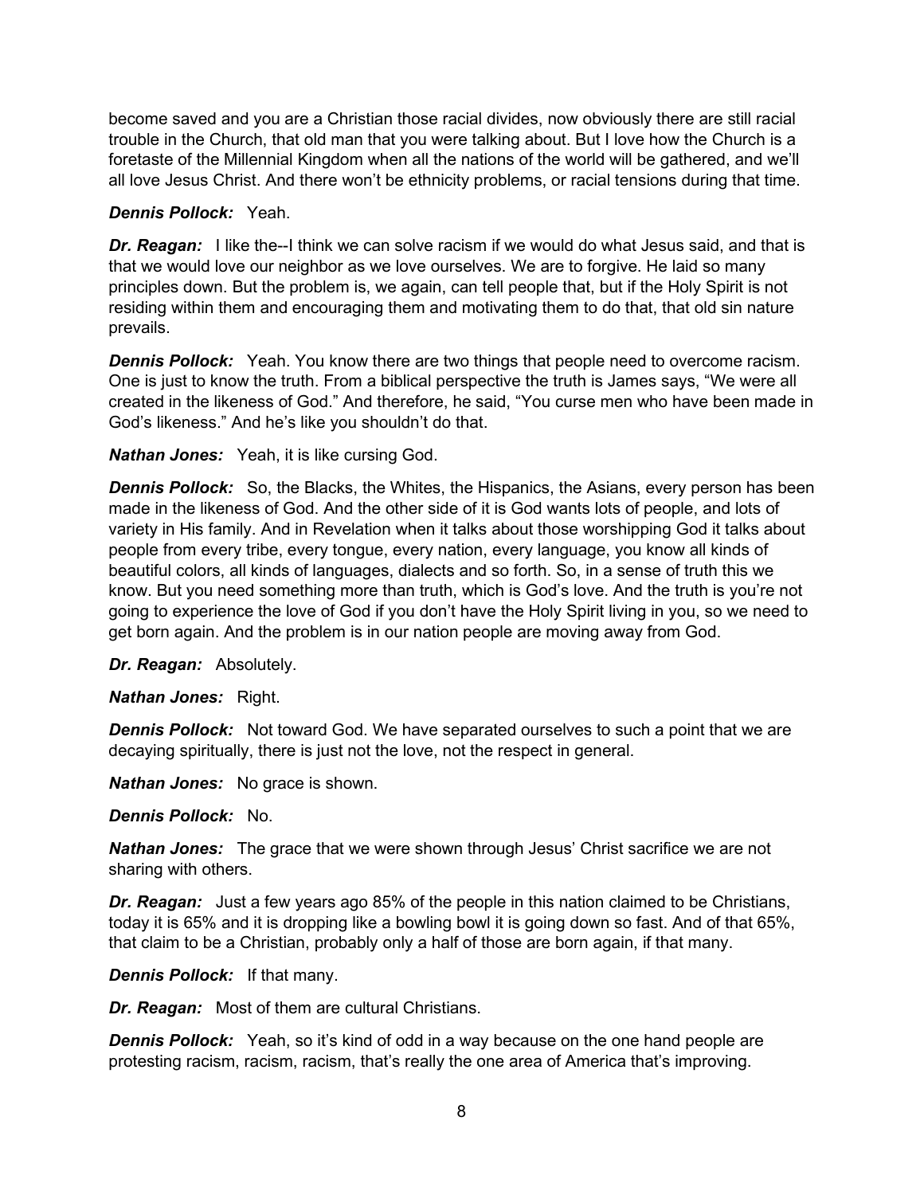become saved and you are a Christian those racial divides, now obviously there are still racial trouble in the Church, that old man that you were talking about. But I love how the Church is a foretaste of the Millennial Kingdom when all the nations of the world will be gathered, and we'll all love Jesus Christ. And there won't be ethnicity problems, or racial tensions during that time.

***Dennis Pollock:*** Yeah.

***Dr. Reagan:*** I like the--I think we can solve racism if we would do what Jesus said, and that is that we would love our neighbor as we love ourselves. We are to forgive. He laid so many principles down. But the problem is, we again, can tell people that, but if the Holy Spirit is not residing within them and encouraging them and motivating them to do that, that old sin nature prevails.

***Dennis Pollock:*** Yeah. You know there are two things that people need to overcome racism. One is just to know the truth. From a biblical perspective the truth is James says, "We were all created in the likeness of God." And therefore, he said, "You curse men who have been made in God's likeness." And he's like you shouldn't do that.

***Nathan Jones:*** Yeah, it is like cursing God.

***Dennis Pollock:*** So, the Blacks, the Whites, the Hispanics, the Asians, every person has been made in the likeness of God. And the other side of it is God wants lots of people, and lots of variety in His family. And in Revelation when it talks about those worshipping God it talks about people from every tribe, every tongue, every nation, every language, you know all kinds of beautiful colors, all kinds of languages, dialects and so forth. So, in a sense of truth this we know. But you need something more than truth, which is God's love. And the truth is you're not going to experience the love of God if you don't have the Holy Spirit living in you, so we need to get born again. And the problem is in our nation people are moving away from God.

***Dr. Reagan:*** Absolutely.

***Nathan Jones:*** Right.

***Dennis Pollock:*** Not toward God. We have separated ourselves to such a point that we are decaying spiritually, there is just not the love, not the respect in general.

***Nathan Jones:*** No grace is shown.

***Dennis Pollock:*** No.

***Nathan Jones:*** The grace that we were shown through Jesus' Christ sacrifice we are not sharing with others.

***Dr. Reagan:*** Just a few years ago 85% of the people in this nation claimed to be Christians, today it is 65% and it is dropping like a bowling bowl it is going down so fast. And of that 65%, that claim to be a Christian, probably only a half of those are born again, if that many.

***Dennis Pollock:*** If that many.

***Dr. Reagan:*** Most of them are cultural Christians.

***Dennis Pollock:*** Yeah, so it's kind of odd in a way because on the one hand people are protesting racism, racism, racism, that's really the one area of America that's improving.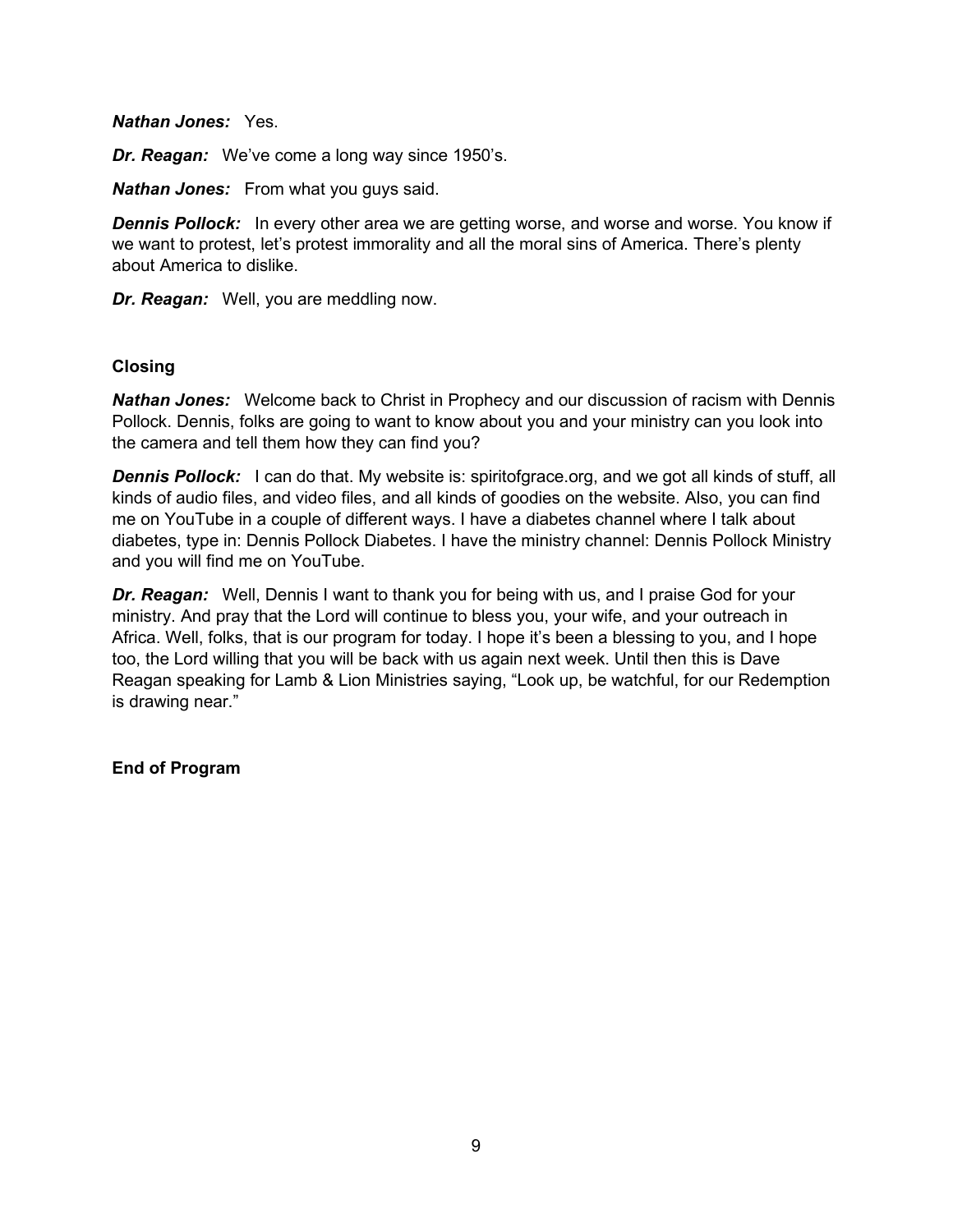***Nathan Jones:*** Yes.

***Dr. Reagan:*** We've come a long way since 1950's.

***Nathan Jones:*** From what you guys said.

***Dennis Pollock:*** In every other area we are getting worse, and worse and worse. You know if we want to protest, let's protest immorality and all the moral sins of America. There's plenty about America to dislike.

***Dr. Reagan:*** Well, you are meddling now.

**Closing**

***Nathan Jones:*** Welcome back to Christ in Prophecy and our discussion of racism with Dennis Pollock. Dennis, folks are going to want to know about you and your ministry can you look into the camera and tell them how they can find you?

***Dennis Pollock:*** I can do that. My website is: spiritofgrace.org, and we got all kinds of stuff, all kinds of audio files, and video files, and all kinds of goodies on the website. Also, you can find me on YouTube in a couple of different ways. I have a diabetes channel where I talk about diabetes, type in: Dennis Pollock Diabetes. I have the ministry channel: Dennis Pollock Ministry and you will find me on YouTube.

***Dr. Reagan:*** Well, Dennis I want to thank you for being with us, and I praise God for your ministry. And pray that the Lord will continue to bless you, your wife, and your outreach in Africa. Well, folks, that is our program for today. I hope it's been a blessing to you, and I hope too, the Lord willing that you will be back with us again next week. Until then this is Dave Reagan speaking for Lamb & Lion Ministries saying, "Look up, be watchful, for our Redemption is drawing near."

**End of Program**